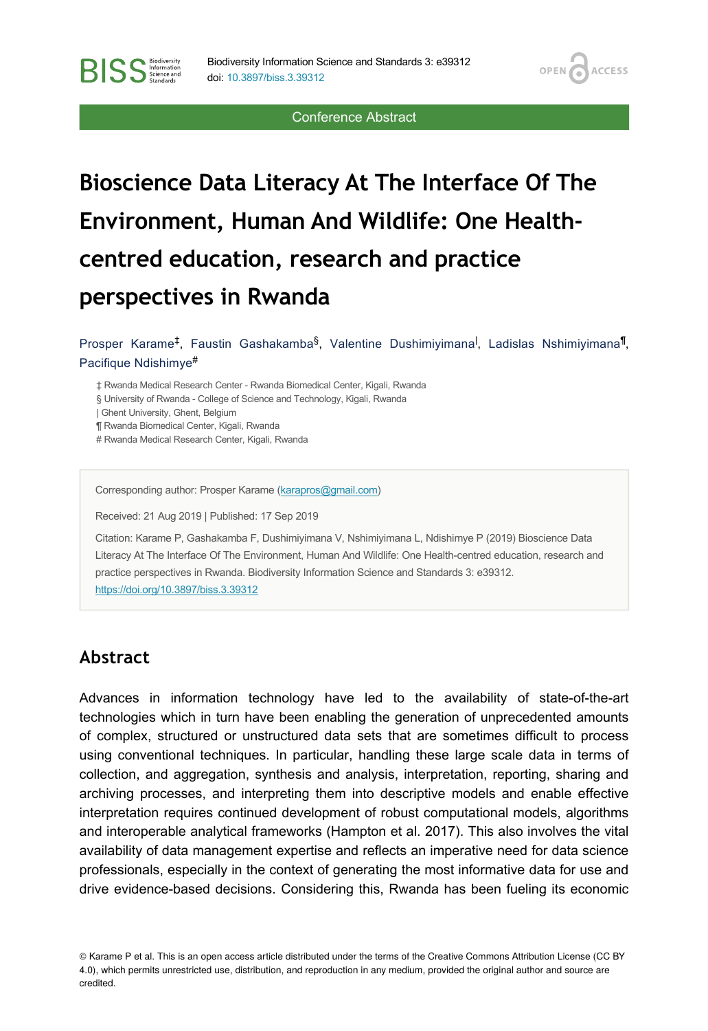Conference Abstract

# Bioscience Data Literacy At The Interface Of The Environment, Human And Wildlife: One Health-centred education, research and practice perspectives in Rwanda

Prosper Karame[‡], Faustin Gashakamba[§], Valentine Dushimiyimana[|], Ladislas Nshimiyimana[¶], Pacifique Ndishimye[#]

‡ Rwanda Medical Research Center - Rwanda Biomedical Center, Kigali, Rwanda
§ University of Rwanda - College of Science and Technology, Kigali, Rwanda
| Ghent University, Ghent, Belgium
¶ Rwanda Biomedical Center, Kigali, Rwanda
# Rwanda Medical Research Center, Kigali, Rwanda

Corresponding author: Prosper Karame (karapros@gmail.com)

Received: 21 Aug 2019 | Published: 17 Sep 2019

Citation: Karame P, Gashakamba F, Dushimiyimana V, Nshimiyimana L, Ndishimye P (2019) Bioscience Data Literacy At The Interface Of The Environment, Human And Wildlife: One Health-centred education, research and practice perspectives in Rwanda. Biodiversity Information Science and Standards 3: e39312. https://doi.org/10.3897/biss.3.39312

## Abstract

Advances in information technology have led to the availability of state-of-the-art technologies which in turn have been enabling the generation of unprecedented amounts of complex, structured or unstructured data sets that are sometimes difficult to process using conventional techniques. In particular, handling these large scale data in terms of collection, and aggregation, synthesis and analysis, interpretation, reporting, sharing and archiving processes, and interpreting them into descriptive models and enable effective interpretation requires continued development of robust computational models, algorithms and interoperable analytical frameworks (Hampton et al. 2017). This also involves the vital availability of data management expertise and reflects an imperative need for data science professionals, especially in the context of generating the most informative data for use and drive evidence-based decisions. Considering this, Rwanda has been fueling its economic

© Karame P et al. This is an open access article distributed under the terms of the Creative Commons Attribution License (CC BY 4.0), which permits unrestricted use, distribution, and reproduction in any medium, provided the original author and source are credited.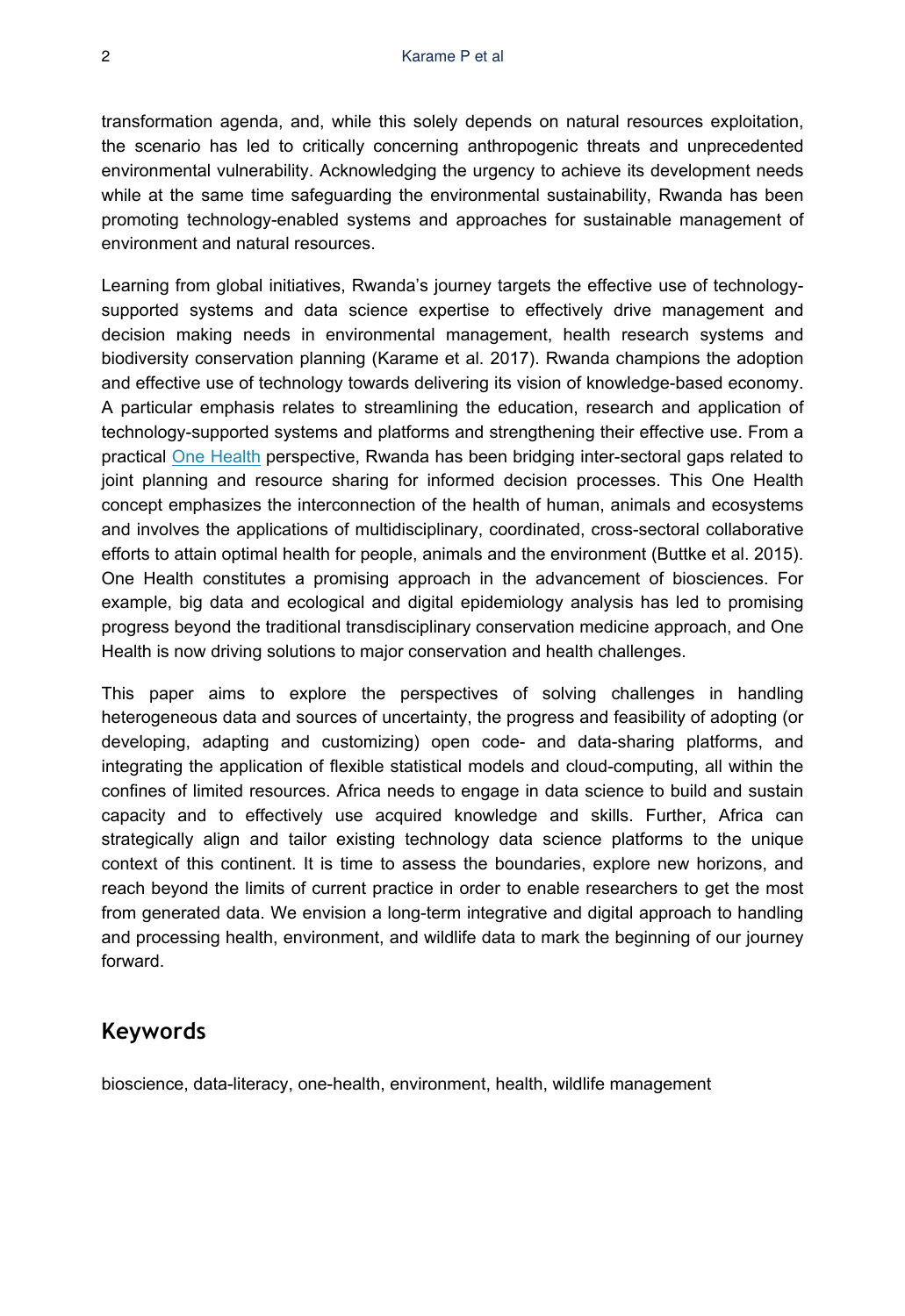transformation agenda, and, while this solely depends on natural resources exploitation, the scenario has led to critically concerning anthropogenic threats and unprecedented environmental vulnerability. Acknowledging the urgency to achieve its development needs while at the same time safeguarding the environmental sustainability, Rwanda has been promoting technology-enabled systems and approaches for sustainable management of environment and natural resources.

Learning from global initiatives, Rwanda's journey targets the effective use of technology-supported systems and data science expertise to effectively drive management and decision making needs in environmental management, health research systems and biodiversity conservation planning (Karame et al. 2017). Rwanda champions the adoption and effective use of technology towards delivering its vision of knowledge-based economy. A particular emphasis relates to streamlining the education, research and application of technology-supported systems and platforms and strengthening their effective use. From a practical One Health perspective, Rwanda has been bridging inter-sectoral gaps related to joint planning and resource sharing for informed decision processes. This One Health concept emphasizes the interconnection of the health of human, animals and ecosystems and involves the applications of multidisciplinary, coordinated, cross-sectoral collaborative efforts to attain optimal health for people, animals and the environment (Buttke et al. 2015). One Health constitutes a promising approach in the advancement of biosciences. For example, big data and ecological and digital epidemiology analysis has led to promising progress beyond the traditional transdisciplinary conservation medicine approach, and One Health is now driving solutions to major conservation and health challenges.

This paper aims to explore the perspectives of solving challenges in handling heterogeneous data and sources of uncertainty, the progress and feasibility of adopting (or developing, adapting and customizing) open code- and data-sharing platforms, and integrating the application of flexible statistical models and cloud-computing, all within the confines of limited resources. Africa needs to engage in data science to build and sustain capacity and to effectively use acquired knowledge and skills. Further, Africa can strategically align and tailor existing technology data science platforms to the unique context of this continent. It is time to assess the boundaries, explore new horizons, and reach beyond the limits of current practice in order to enable researchers to get the most from generated data. We envision a long-term integrative and digital approach to handling and processing health, environment, and wildlife data to mark the beginning of our journey forward.

## Keywords

bioscience, data-literacy, one-health, environment, health, wildlife management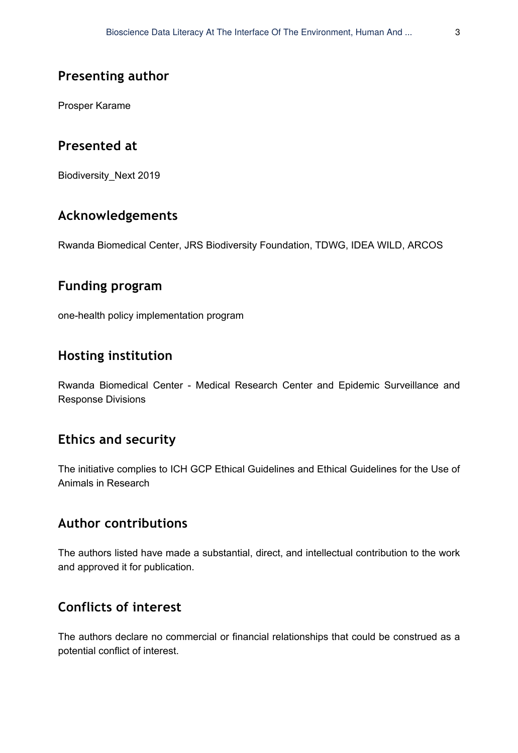## Presenting author

Prosper Karame

## Presented at

Biodiversity_Next 2019

## Acknowledgements

Rwanda Biomedical Center, JRS Biodiversity Foundation, TDWG, IDEA WILD, ARCOS

## Funding program

one-health policy implementation program

## Hosting institution

Rwanda Biomedical Center - Medical Research Center and Epidemic Surveillance and Response Divisions

## Ethics and security

The initiative complies to ICH GCP Ethical Guidelines and Ethical Guidelines for the Use of Animals in Research

## Author contributions

The authors listed have made a substantial, direct, and intellectual contribution to the work and approved it for publication.

## Conflicts of interest

The authors declare no commercial or financial relationships that could be construed as a potential conflict of interest.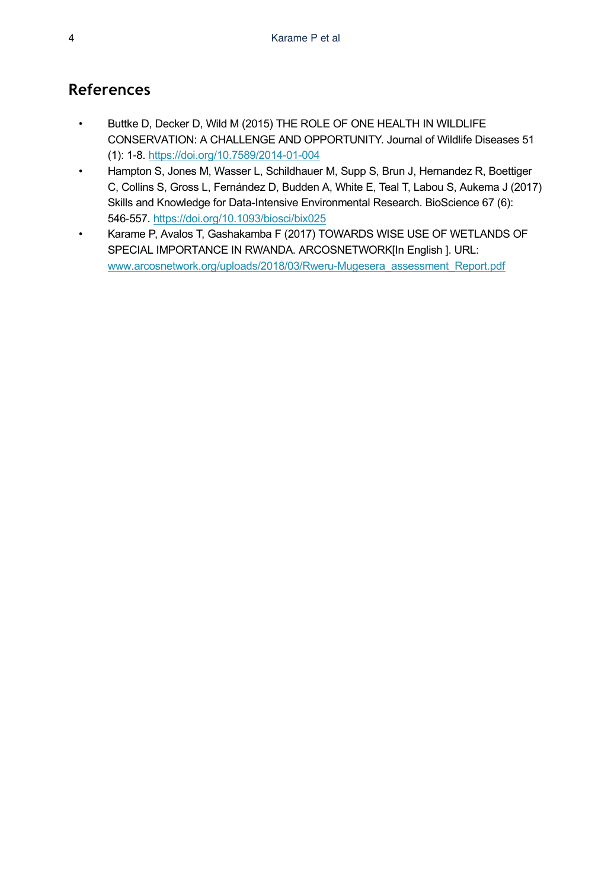## References

- Buttke D, Decker D, Wild M (2015) THE ROLE OF ONE HEALTH IN WILDLIFE CONSERVATION: A CHALLENGE AND OPPORTUNITY. Journal of Wildlife Diseases 51 (1): 1-8. https://doi.org/10.7589/2014-01-004
- Hampton S, Jones M, Wasser L, Schildhauer M, Supp S, Brun J, Hernandez R, Boettiger C, Collins S, Gross L, Fernández D, Budden A, White E, Teal T, Labou S, Aukema J (2017) Skills and Knowledge for Data-Intensive Environmental Research. BioScience 67 (6): 546-557. https://doi.org/10.1093/biosci/bix025
- Karame P, Avalos T, Gashakamba F (2017) TOWARDS WISE USE OF WETLANDS OF SPECIAL IMPORTANCE IN RWANDA. ARCOSNETWORK[In English ]. URL: www.arcosnetwork.org/uploads/2018/03/Rweru-Mugesera_assessment_Report.pdf